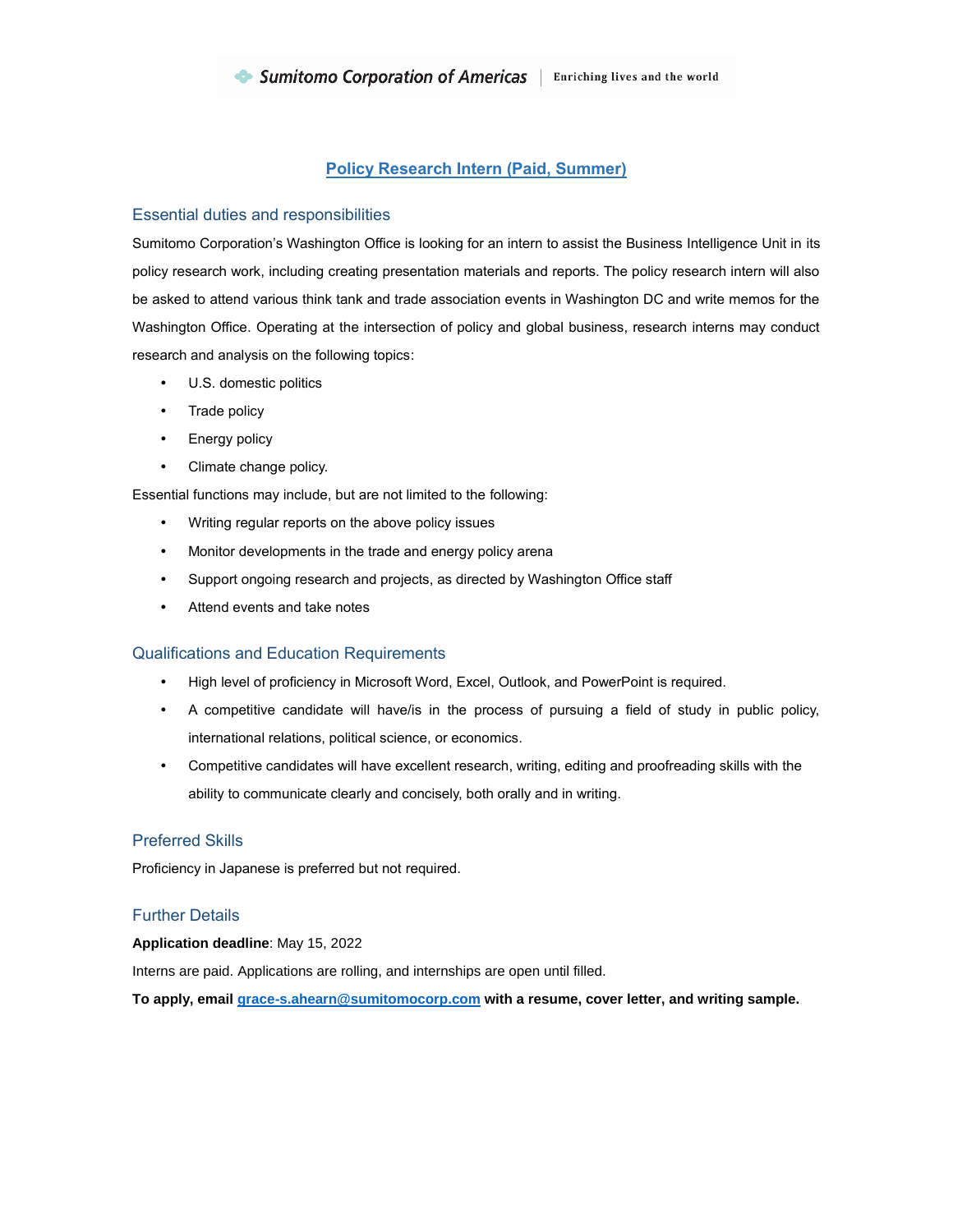Sumitomo Corporation of Americas | Enriching lives and the world

# Policy Research Intern (Paid, Summer)

## Essential duties and responsibilities

Sumitomo Corporation's Washington Office is looking for an intern to assist the Business Intelligence Unit in its policy research work, including creating presentation materials and reports. The policy research intern will also be asked to attend various think tank and trade association events in Washington DC and write memos for the Washington Office. Operating at the intersection of policy and global business, research interns may conduct research and analysis on the following topics:

- U.S. domestic politics
- Trade policy
- Energy policy
- Climate change policy.

Essential functions may include, but are not limited to the following:

- Writing regular reports on the above policy issues
- Monitor developments in the trade and energy policy arena
- Support ongoing research and projects, as directed by Washington Office staff
- Attend events and take notes

## Qualifications and Education Requirements

- High level of proficiency in Microsoft Word, Excel, Outlook, and PowerPoint is required.
- A competitive candidate will have/is in the process of pursuing a field of study in public policy, international relations, political science, or economics.
- Competitive candidates will have excellent research, writing, editing and proofreading skills with the ability to communicate clearly and concisely, both orally and in writing.

## Preferred Skills

Proficiency in Japanese is preferred but not required.

## Further Details

**Application deadline**: May 15, 2022

Interns are paid. Applications are rolling, and internships are open until filled.

**To apply, email grace-s.ahearn@sumitomocorp.com with a resume, cover letter, and writing sample.**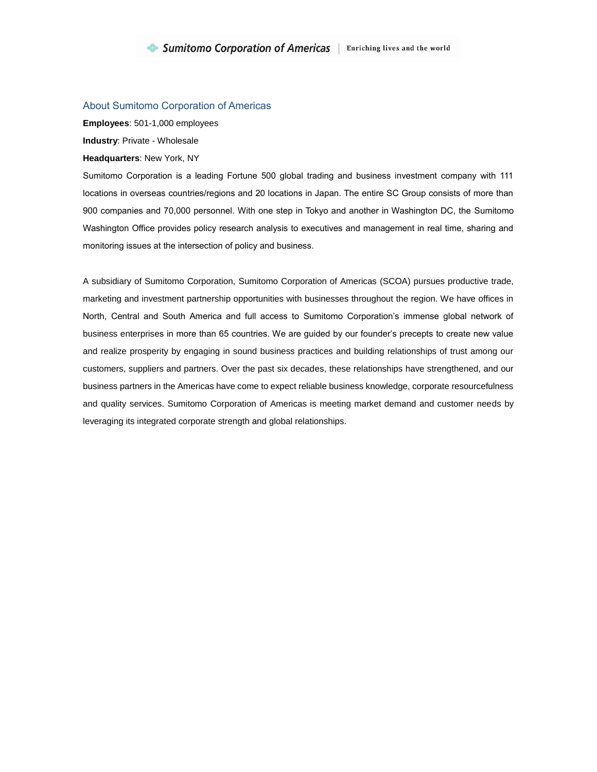## About Sumitomo Corporation of Americas

**Employees**: 501-1,000 employees

**Industry**: Private - Wholesale

**Headquarters**: New York, NY

Sumitomo Corporation is a leading Fortune 500 global trading and business investment company with 111 locations in overseas countries/regions and 20 locations in Japan. The entire SC Group consists of more than 900 companies and 70,000 personnel. With one step in Tokyo and another in Washington DC, the Sumitomo Washington Office provides policy research analysis to executives and management in real time, sharing and monitoring issues at the intersection of policy and business.

A subsidiary of Sumitomo Corporation, Sumitomo Corporation of Americas (SCOA) pursues productive trade, marketing and investment partnership opportunities with businesses throughout the region. We have offices in North, Central and South America and full access to Sumitomo Corporation's immense global network of business enterprises in more than 65 countries. We are guided by our founder's precepts to create new value and realize prosperity by engaging in sound business practices and building relationships of trust among our customers, suppliers and partners. Over the past six decades, these relationships have strengthened, and our business partners in the Americas have come to expect reliable business knowledge, corporate resourcefulness and quality services. Sumitomo Corporation of Americas is meeting market demand and customer needs by leveraging its integrated corporate strength and global relationships.